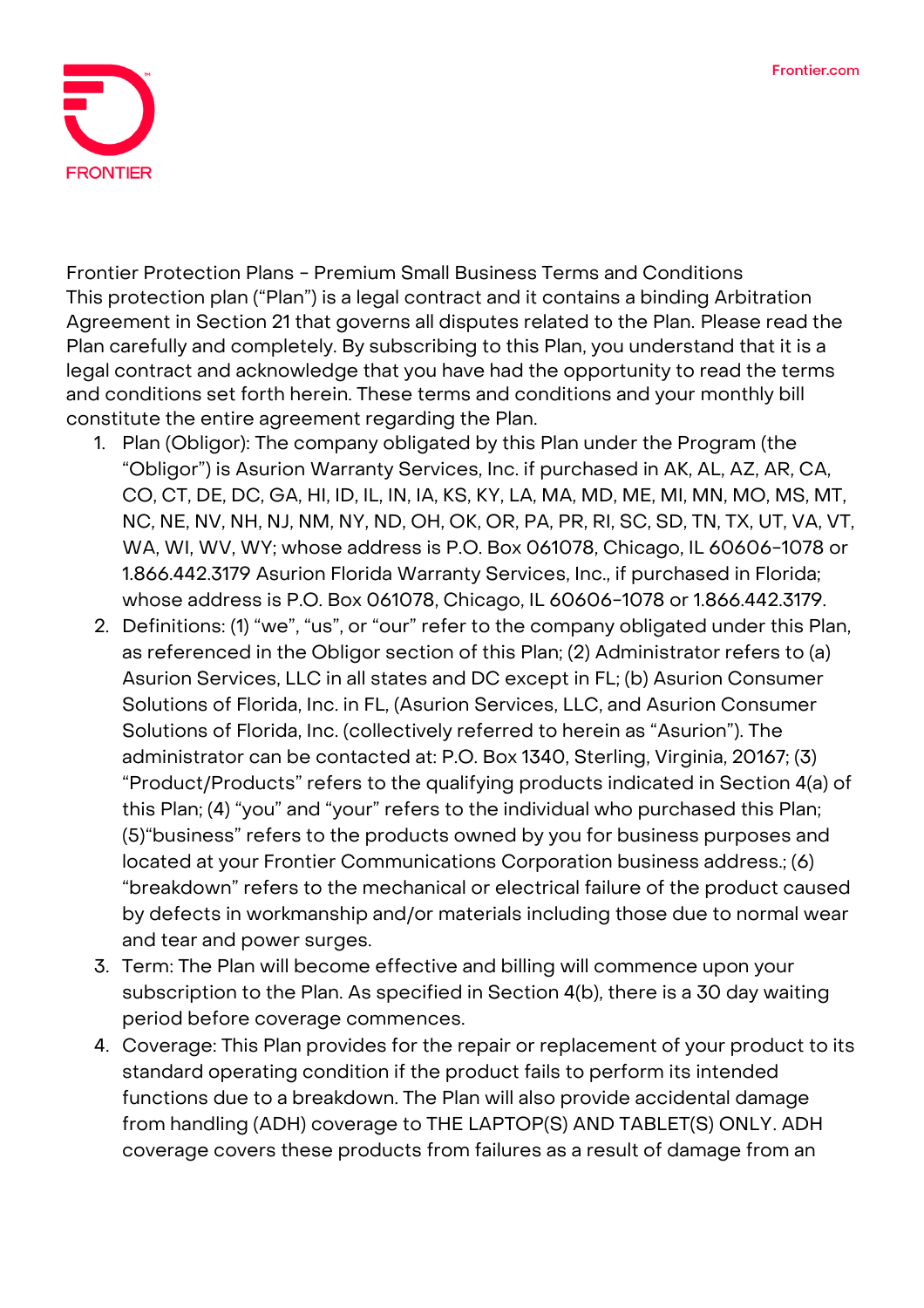# Frontier Protection Plans - Premium Small Business Terms and Conditions

This protection plan ("Plan") is a legal contract and it contains a binding Arbitration Agreement in Section 21 that governs all disputes related to the Plan. Please read the Plan carefully and completely. By subscribing to this Plan, you understand that it is a legal contract and acknowledge that you have had the opportunity to read the terms and conditions set forth herein. These terms and conditions and your monthly bill constitute the entire agreement regarding the Plan.

1. Plan (Obligor): The company obligated by this Plan under the Program (the "Obligor") is Asurion Warranty Services, Inc. if purchased in AK, AL, AZ, AR, CA, CO, CT, DE, DC, GA, HI, ID, IL, IN, IA, KS, KY, LA, MA, MD, ME, MI, MN, MO, MS, MT, NC, NE, NV, NH, NJ, NM, NY, ND, OH, OK, OR, PA, PR, RI, SC, SD, TN, TX, UT, VA, VT, WA, WI, WV, WY; whose address is P.O. Box 061078, Chicago, IL 60606-1078 or 1.866.442.3179 Asurion Florida Warranty Services, Inc., if purchased in Florida; whose address is P.O. Box 061078, Chicago, IL 60606-1078 or 1.866.442.3179.
2. Definitions: (1) "we", "us", or "our" refer to the company obligated under this Plan, as referenced in the Obligor section of this Plan; (2) Administrator refers to (a) Asurion Services, LLC in all states and DC except in FL; (b) Asurion Consumer Solutions of Florida, Inc. in FL, (Asurion Services, LLC, and Asurion Consumer Solutions of Florida, Inc. (collectively referred to herein as "Asurion"). The administrator can be contacted at: P.O. Box 1340, Sterling, Virginia, 20167; (3) "Product/Products" refers to the qualifying products indicated in Section 4(a) of this Plan; (4) "you" and "your" refers to the individual who purchased this Plan; (5)"business" refers to the products owned by you for business purposes and located at your Frontier Communications Corporation business address.; (6) "breakdown" refers to the mechanical or electrical failure of the product caused by defects in workmanship and/or materials including those due to normal wear and tear and power surges.
3. Term: The Plan will become effective and billing will commence upon your subscription to the Plan. As specified in Section 4(b), there is a 30 day waiting period before coverage commences.
4. Coverage: This Plan provides for the repair or replacement of your product to its standard operating condition if the product fails to perform its intended functions due to a breakdown. The Plan will also provide accidental damage from handling (ADH) coverage to THE LAPTOP(S) AND TABLET(S) ONLY. ADH coverage covers these products from failures as a result of damage from an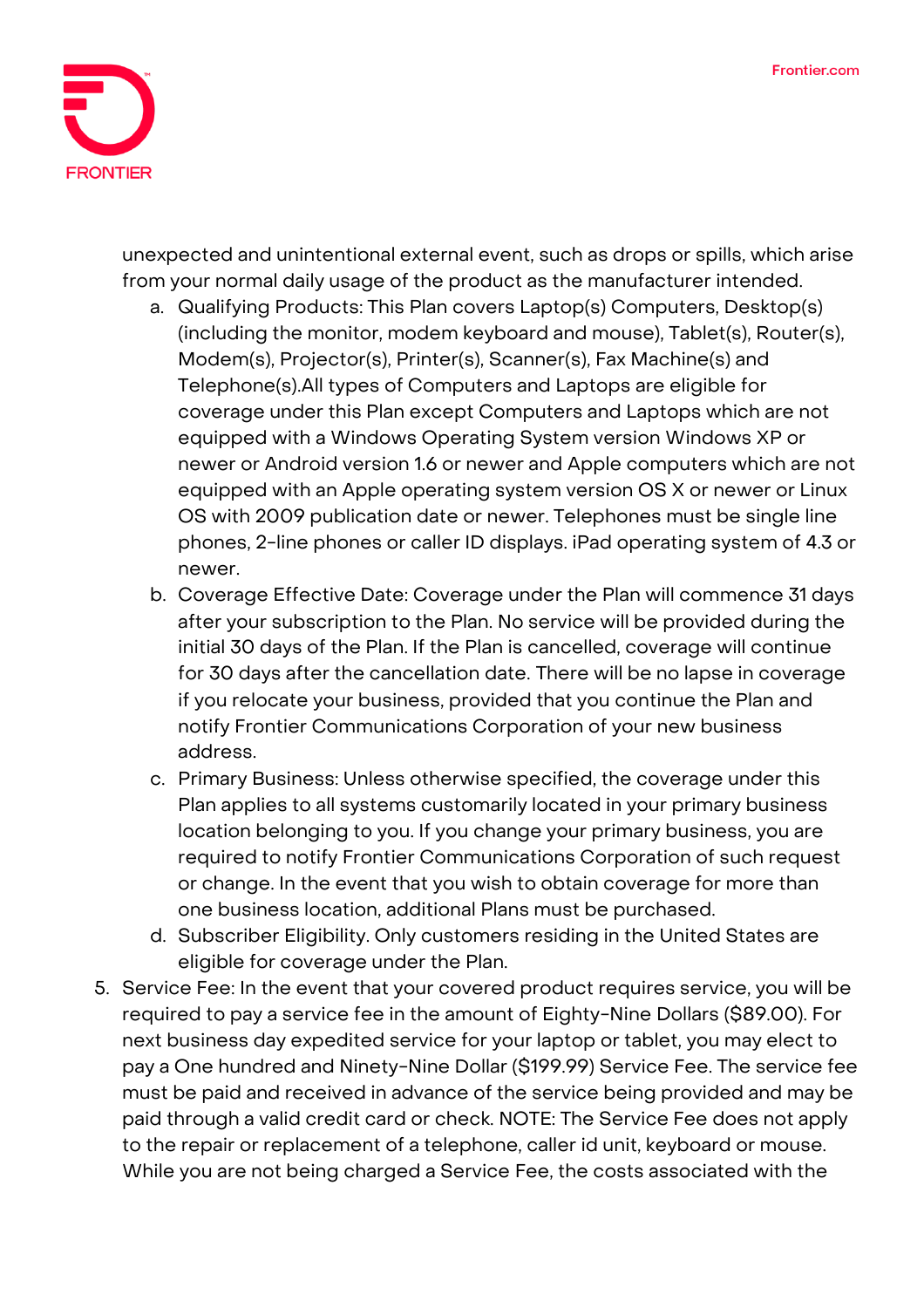unexpected and unintentional external event, such as drops or spills, which arise from your normal daily usage of the product as the manufacturer intended.

a. Qualifying Products: This Plan covers Laptop(s) Computers, Desktop(s) (including the monitor, modem keyboard and mouse), Tablet(s), Router(s), Modem(s), Projector(s), Printer(s), Scanner(s), Fax Machine(s) and Telephone(s).All types of Computers and Laptops are eligible for coverage under this Plan except Computers and Laptops which are not equipped with a Windows Operating System version Windows XP or newer or Android version 1.6 or newer and Apple computers which are not equipped with an Apple operating system version OS X or newer or Linux OS with 2009 publication date or newer. Telephones must be single line phones, 2-line phones or caller ID displays. iPad operating system of 4.3 or newer.
b. Coverage Effective Date: Coverage under the Plan will commence 31 days after your subscription to the Plan. No service will be provided during the initial 30 days of the Plan. If the Plan is cancelled, coverage will continue for 30 days after the cancellation date. There will be no lapse in coverage if you relocate your business, provided that you continue the Plan and notify Frontier Communications Corporation of your new business address.
c. Primary Business: Unless otherwise specified, the coverage under this Plan applies to all systems customarily located in your primary business location belonging to you. If you change your primary business, you are required to notify Frontier Communications Corporation of such request or change. In the event that you wish to obtain coverage for more than one business location, additional Plans must be purchased.
d. Subscriber Eligibility. Only customers residing in the United States are eligible for coverage under the Plan.

5. Service Fee: In the event that your covered product requires service, you will be required to pay a service fee in the amount of Eighty-Nine Dollars ($89.00). For next business day expedited service for your laptop or tablet, you may elect to pay a One hundred and Ninety-Nine Dollar ($199.99) Service Fee. The service fee must be paid and received in advance of the service being provided and may be paid through a valid credit card or check. NOTE: The Service Fee does not apply to the repair or replacement of a telephone, caller id unit, keyboard or mouse. While you are not being charged a Service Fee, the costs associated with the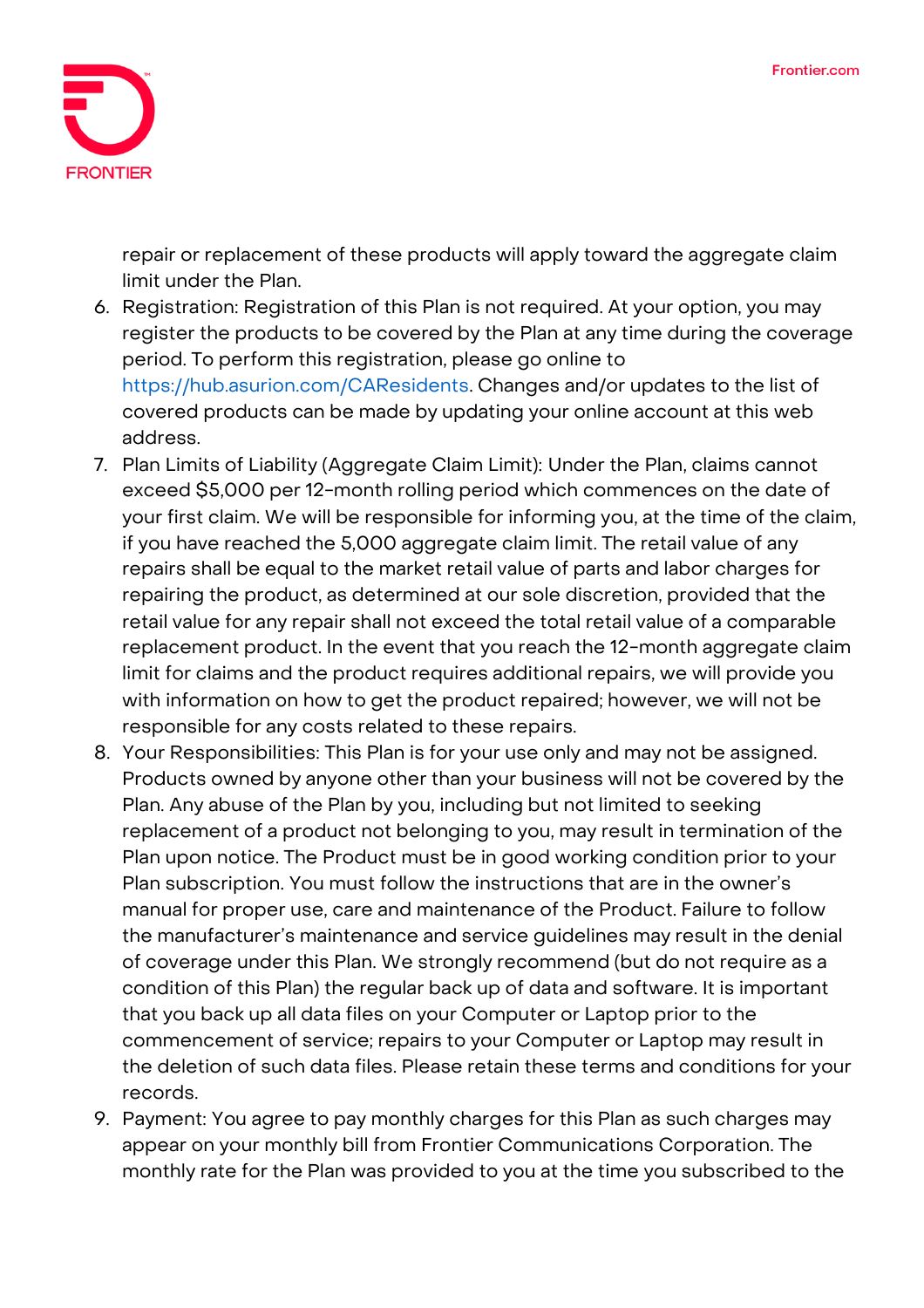repair or replacement of these products will apply toward the aggregate claim limit under the Plan.

6. Registration: Registration of this Plan is not required. At your option, you may register the products to be covered by the Plan at any time during the coverage period. To perform this registration, please go online to https://hub.asurion.com/CAResidents. Changes and/or updates to the list of covered products can be made by updating your online account at this web address.
7. Plan Limits of Liability (Aggregate Claim Limit): Under the Plan, claims cannot exceed $5,000 per 12-month rolling period which commences on the date of your first claim. We will be responsible for informing you, at the time of the claim, if you have reached the 5,000 aggregate claim limit. The retail value of any repairs shall be equal to the market retail value of parts and labor charges for repairing the product, as determined at our sole discretion, provided that the retail value for any repair shall not exceed the total retail value of a comparable replacement product. In the event that you reach the 12-month aggregate claim limit for claims and the product requires additional repairs, we will provide you with information on how to get the product repaired; however, we will not be responsible for any costs related to these repairs.
8. Your Responsibilities: This Plan is for your use only and may not be assigned. Products owned by anyone other than your business will not be covered by the Plan. Any abuse of the Plan by you, including but not limited to seeking replacement of a product not belonging to you, may result in termination of the Plan upon notice. The Product must be in good working condition prior to your Plan subscription. You must follow the instructions that are in the owner's manual for proper use, care and maintenance of the Product. Failure to follow the manufacturer's maintenance and service guidelines may result in the denial of coverage under this Plan. We strongly recommend (but do not require as a condition of this Plan) the regular back up of data and software. It is important that you back up all data files on your Computer or Laptop prior to the commencement of service; repairs to your Computer or Laptop may result in the deletion of such data files. Please retain these terms and conditions for your records.
9. Payment: You agree to pay monthly charges for this Plan as such charges may appear on your monthly bill from Frontier Communications Corporation. The monthly rate for the Plan was provided to you at the time you subscribed to the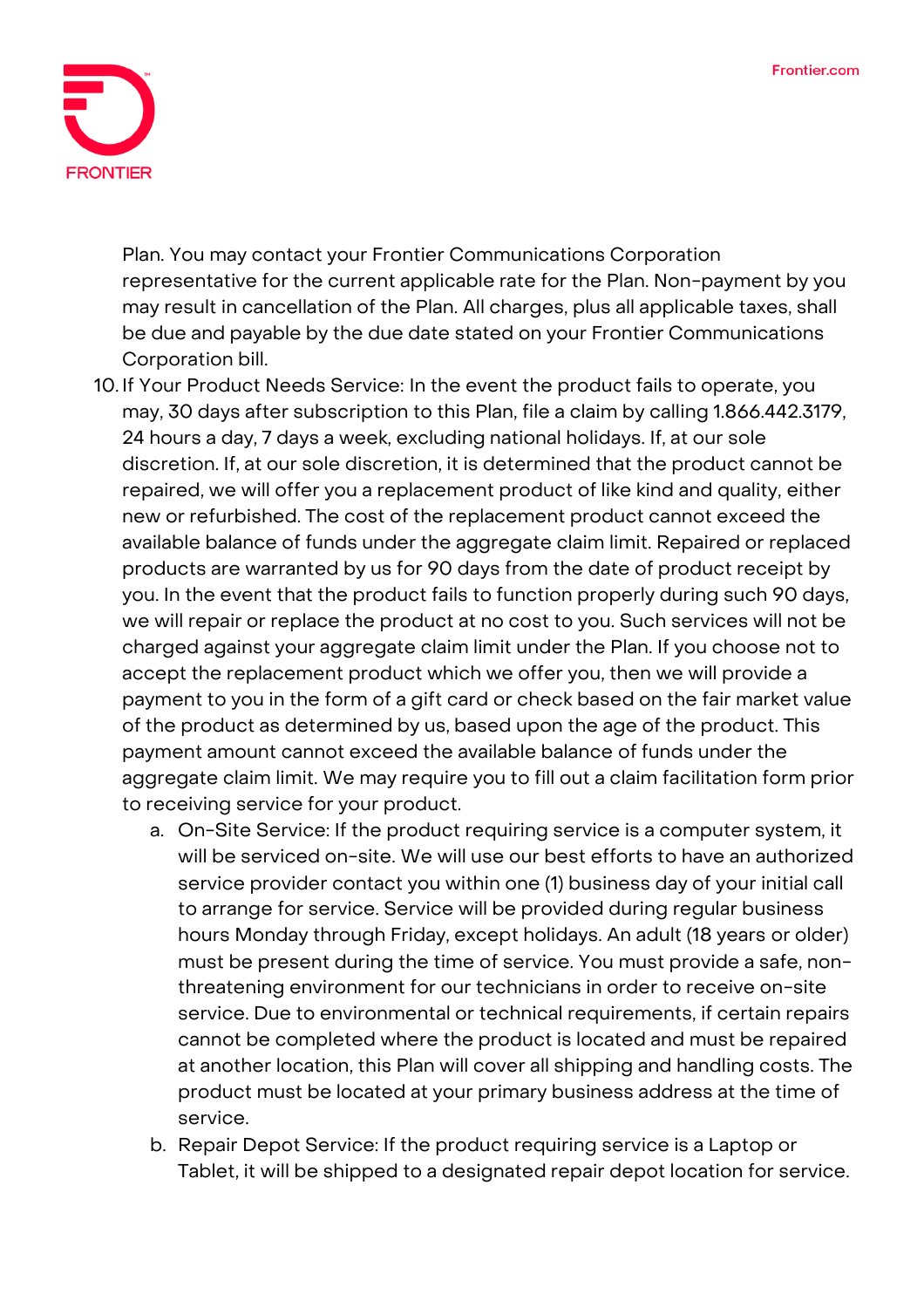Plan. You may contact your Frontier Communications Corporation representative for the current applicable rate for the Plan. Non-payment by you may result in cancellation of the Plan. All charges, plus all applicable taxes, shall be due and payable by the due date stated on your Frontier Communications Corporation bill.

10. If Your Product Needs Service: In the event the product fails to operate, you may, 30 days after subscription to this Plan, file a claim by calling 1.866.442.3179, 24 hours a day, 7 days a week, excluding national holidays. If, at our sole discretion. If, at our sole discretion, it is determined that the product cannot be repaired, we will offer you a replacement product of like kind and quality, either new or refurbished. The cost of the replacement product cannot exceed the available balance of funds under the aggregate claim limit. Repaired or replaced products are warranted by us for 90 days from the date of product receipt by you. In the event that the product fails to function properly during such 90 days, we will repair or replace the product at no cost to you. Such services will not be charged against your aggregate claim limit under the Plan. If you choose not to accept the replacement product which we offer you, then we will provide a payment to you in the form of a gift card or check based on the fair market value of the product as determined by us, based upon the age of the product. This payment amount cannot exceed the available balance of funds under the aggregate claim limit. We may require you to fill out a claim facilitation form prior to receiving service for your product.
    a. On-Site Service: If the product requiring service is a computer system, it will be serviced on-site. We will use our best efforts to have an authorized service provider contact you within one (1) business day of your initial call to arrange for service. Service will be provided during regular business hours Monday through Friday, except holidays. An adult (18 years or older) must be present during the time of service. You must provide a safe, non-threatening environment for our technicians in order to receive on-site service. Due to environmental or technical requirements, if certain repairs cannot be completed where the product is located and must be repaired at another location, this Plan will cover all shipping and handling costs. The product must be located at your primary business address at the time of service.
    b. Repair Depot Service: If the product requiring service is a Laptop or Tablet, it will be shipped to a designated repair depot location for service.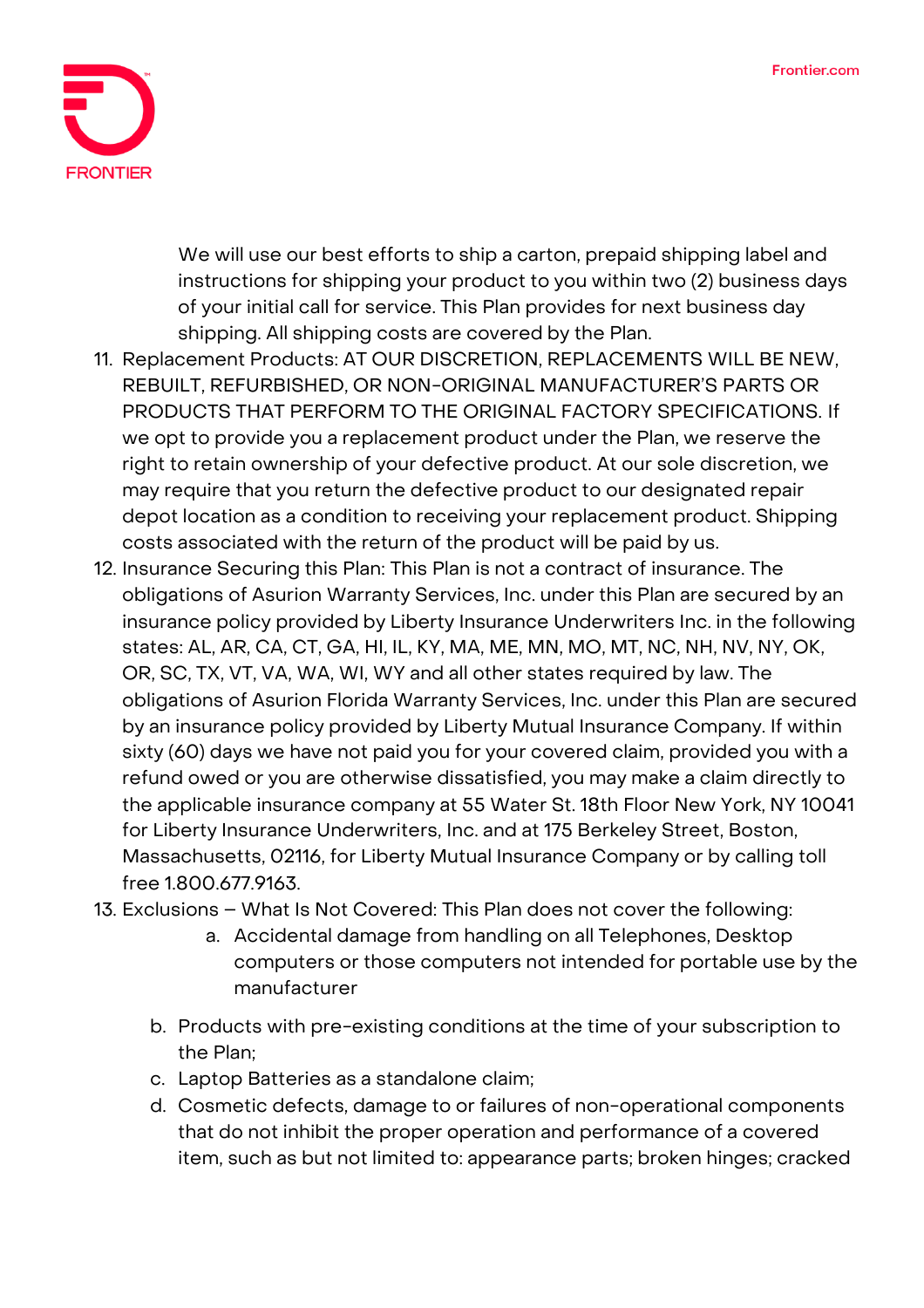We will use our best efforts to ship a carton, prepaid shipping label and instructions for shipping your product to you within two (2) business days of your initial call for service. This Plan provides for next business day shipping. All shipping costs are covered by the Plan.

11. Replacement Products: AT OUR DISCRETION, REPLACEMENTS WILL BE NEW, REBUILT, REFURBISHED, OR NON-ORIGINAL MANUFACTURER'S PARTS OR PRODUCTS THAT PERFORM TO THE ORIGINAL FACTORY SPECIFICATIONS. If we opt to provide you a replacement product under the Plan, we reserve the right to retain ownership of your defective product. At our sole discretion, we may require that you return the defective product to our designated repair depot location as a condition to receiving your replacement product. Shipping costs associated with the return of the product will be paid by us.
12. Insurance Securing this Plan: This Plan is not a contract of insurance. The obligations of Asurion Warranty Services, Inc. under this Plan are secured by an insurance policy provided by Liberty Insurance Underwriters Inc. in the following states: AL, AR, CA, CT, GA, HI, IL, KY, MA, ME, MN, MO, MT, NC, NH, NV, NY, OK, OR, SC, TX, VT, VA, WA, WI, WY and all other states required by law. The obligations of Asurion Florida Warranty Services, Inc. under this Plan are secured by an insurance policy provided by Liberty Mutual Insurance Company. If within sixty (60) days we have not paid you for your covered claim, provided you with a refund owed or you are otherwise dissatisfied, you may make a claim directly to the applicable insurance company at 55 Water St. 18th Floor New York, NY 10041 for Liberty Insurance Underwriters, Inc. and at 175 Berkeley Street, Boston, Massachusetts, 02116, for Liberty Mutual Insurance Company or by calling toll free 1.800.677.9163.
13. Exclusions – What Is Not Covered: This Plan does not cover the following:
    a. Accidental damage from handling on all Telephones, Desktop computers or those computers not intended for portable use by the manufacturer
    b. Products with pre-existing conditions at the time of your subscription to the Plan;
    c. Laptop Batteries as a standalone claim;
    d. Cosmetic defects, damage to or failures of non-operational components that do not inhibit the proper operation and performance of a covered item, such as but not limited to: appearance parts; broken hinges; cracked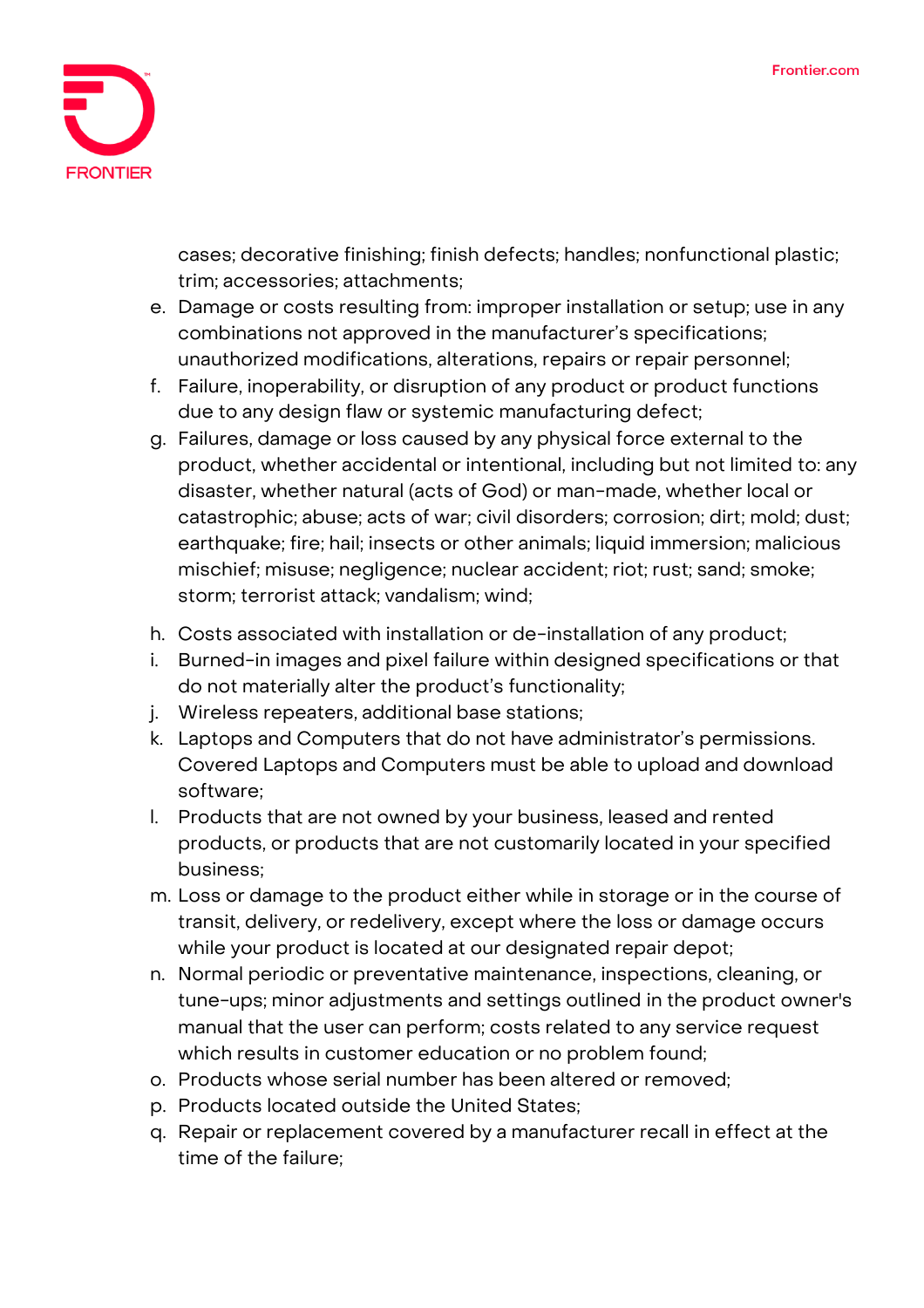cases; decorative finishing; finish defects; handles; nonfunctional plastic; trim; accessories; attachments;

e. Damage or costs resulting from: improper installation or setup; use in any combinations not approved in the manufacturer's specifications; unauthorized modifications, alterations, repairs or repair personnel;
f. Failure, inoperability, or disruption of any product or product functions due to any design flaw or systemic manufacturing defect;
g. Failures, damage or loss caused by any physical force external to the product, whether accidental or intentional, including but not limited to: any disaster, whether natural (acts of God) or man-made, whether local or catastrophic; abuse; acts of war; civil disorders; corrosion; dirt; mold; dust; earthquake; fire; hail; insects or other animals; liquid immersion; malicious mischief; misuse; negligence; nuclear accident; riot; rust; sand; smoke; storm; terrorist attack; vandalism; wind;
h. Costs associated with installation or de-installation of any product;
i. Burned-in images and pixel failure within designed specifications or that do not materially alter the product's functionality;
j. Wireless repeaters, additional base stations;
k. Laptops and Computers that do not have administrator's permissions. Covered Laptops and Computers must be able to upload and download software;
l. Products that are not owned by your business, leased and rented products, or products that are not customarily located in your specified business;
m. Loss or damage to the product either while in storage or in the course of transit, delivery, or redelivery, except where the loss or damage occurs while your product is located at our designated repair depot;
n. Normal periodic or preventative maintenance, inspections, cleaning, or tune-ups; minor adjustments and settings outlined in the product owner's manual that the user can perform; costs related to any service request which results in customer education or no problem found;
o. Products whose serial number has been altered or removed;
p. Products located outside the United States;
q. Repair or replacement covered by a manufacturer recall in effect at the time of the failure;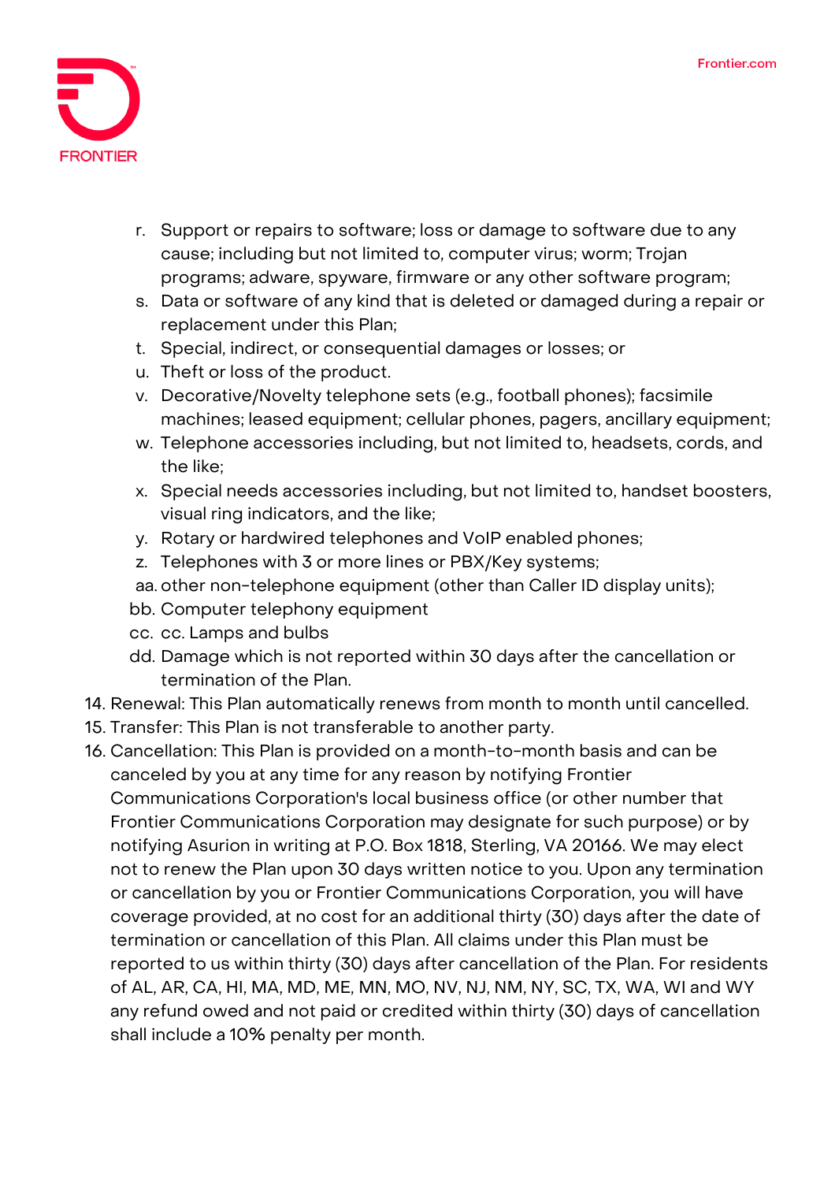r. Support or repairs to software; loss or damage to software due to any cause; including but not limited to, computer virus; worm; Trojan programs; adware, spyware, firmware or any other software program;
s. Data or software of any kind that is deleted or damaged during a repair or replacement under this Plan;
t. Special, indirect, or consequential damages or losses; or
u. Theft or loss of the product.
v. Decorative/Novelty telephone sets (e.g., football phones); facsimile machines; leased equipment; cellular phones, pagers, ancillary equipment;
w. Telephone accessories including, but not limited to, headsets, cords, and the like;
x. Special needs accessories including, but not limited to, handset boosters, visual ring indicators, and the like;
y. Rotary or hardwired telephones and VoIP enabled phones;
z. Telephones with 3 or more lines or PBX/Key systems;
aa. other non-telephone equipment (other than Caller ID display units);
bb. Computer telephony equipment
cc. cc. Lamps and bulbs
dd. Damage which is not reported within 30 days after the cancellation or termination of the Plan.

14. Renewal: This Plan automatically renews from month to month until cancelled.
15. Transfer: This Plan is not transferable to another party.
16. Cancellation: This Plan is provided on a month-to-month basis and can be canceled by you at any time for any reason by notifying Frontier Communications Corporation's local business office (or other number that Frontier Communications Corporation may designate for such purpose) or by notifying Asurion in writing at P.O. Box 1818, Sterling, VA 20166. We may elect not to renew the Plan upon 30 days written notice to you. Upon any termination or cancellation by you or Frontier Communications Corporation, you will have coverage provided, at no cost for an additional thirty (30) days after the date of termination or cancellation of this Plan. All claims under this Plan must be reported to us within thirty (30) days after cancellation of the Plan. For residents of AL, AR, CA, HI, MA, MD, ME, MN, MO, NV, NJ, NM, NY, SC, TX, WA, WI and WY any refund owed and not paid or credited within thirty (30) days of cancellation shall include a 10% penalty per month.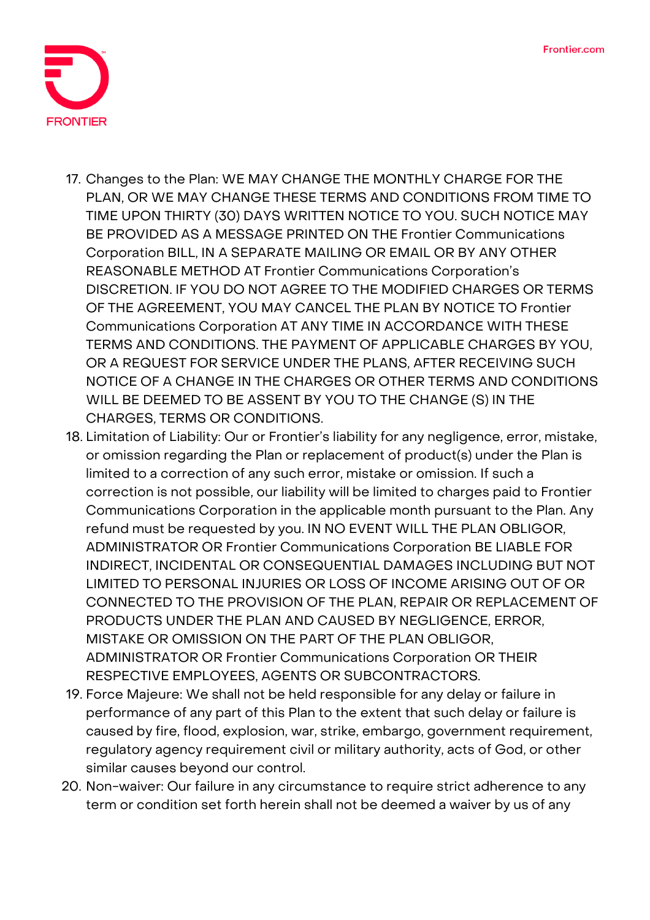17. Changes to the Plan: WE MAY CHANGE THE MONTHLY CHARGE FOR THE PLAN, OR WE MAY CHANGE THESE TERMS AND CONDITIONS FROM TIME TO TIME UPON THIRTY (30) DAYS WRITTEN NOTICE TO YOU. SUCH NOTICE MAY BE PROVIDED AS A MESSAGE PRINTED ON THE Frontier Communications Corporation BILL, IN A SEPARATE MAILING OR EMAIL OR BY ANY OTHER REASONABLE METHOD AT Frontier Communications Corporation's DISCRETION. IF YOU DO NOT AGREE TO THE MODIFIED CHARGES OR TERMS OF THE AGREEMENT, YOU MAY CANCEL THE PLAN BY NOTICE TO Frontier Communications Corporation AT ANY TIME IN ACCORDANCE WITH THESE TERMS AND CONDITIONS. THE PAYMENT OF APPLICABLE CHARGES BY YOU, OR A REQUEST FOR SERVICE UNDER THE PLANS, AFTER RECEIVING SUCH NOTICE OF A CHANGE IN THE CHARGES OR OTHER TERMS AND CONDITIONS WILL BE DEEMED TO BE ASSENT BY YOU TO THE CHANGE (S) IN THE CHARGES, TERMS OR CONDITIONS.
18. Limitation of Liability: Our or Frontier's liability for any negligence, error, mistake, or omission regarding the Plan or replacement of product(s) under the Plan is limited to a correction of any such error, mistake or omission. If such a correction is not possible, our liability will be limited to charges paid to Frontier Communications Corporation in the applicable month pursuant to the Plan. Any refund must be requested by you. IN NO EVENT WILL THE PLAN OBLIGOR, ADMINISTRATOR OR Frontier Communications Corporation BE LIABLE FOR INDIRECT, INCIDENTAL OR CONSEQUENTIAL DAMAGES INCLUDING BUT NOT LIMITED TO PERSONAL INJURIES OR LOSS OF INCOME ARISING OUT OF OR CONNECTED TO THE PROVISION OF THE PLAN, REPAIR OR REPLACEMENT OF PRODUCTS UNDER THE PLAN AND CAUSED BY NEGLIGENCE, ERROR, MISTAKE OR OMISSION ON THE PART OF THE PLAN OBLIGOR, ADMINISTRATOR OR Frontier Communications Corporation OR THEIR RESPECTIVE EMPLOYEES, AGENTS OR SUBCONTRACTORS.
19. Force Majeure: We shall not be held responsible for any delay or failure in performance of any part of this Plan to the extent that such delay or failure is caused by fire, flood, explosion, war, strike, embargo, government requirement, regulatory agency requirement civil or military authority, acts of God, or other similar causes beyond our control.
20. Non-waiver: Our failure in any circumstance to require strict adherence to any term or condition set forth herein shall not be deemed a waiver by us of any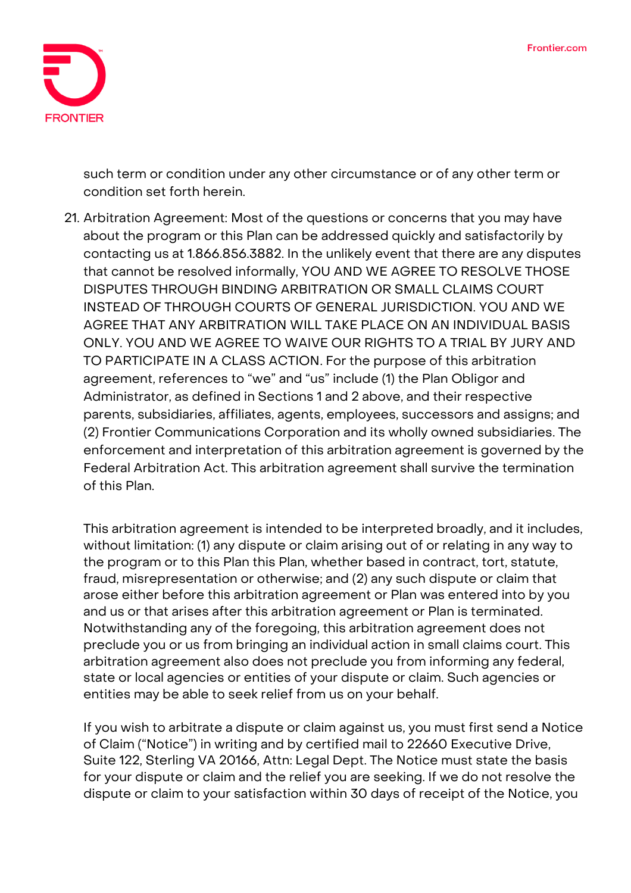such term or condition under any other circumstance or of any other term or condition set forth herein.

21. Arbitration Agreement: Most of the questions or concerns that you may have about the program or this Plan can be addressed quickly and satisfactorily by contacting us at 1.866.856.3882. In the unlikely event that there are any disputes that cannot be resolved informally, YOU AND WE AGREE TO RESOLVE THOSE DISPUTES THROUGH BINDING ARBITRATION OR SMALL CLAIMS COURT INSTEAD OF THROUGH COURTS OF GENERAL JURISDICTION. YOU AND WE AGREE THAT ANY ARBITRATION WILL TAKE PLACE ON AN INDIVIDUAL BASIS ONLY. YOU AND WE AGREE TO WAIVE OUR RIGHTS TO A TRIAL BY JURY AND TO PARTICIPATE IN A CLASS ACTION. For the purpose of this arbitration agreement, references to "we" and "us" include (1) the Plan Obligor and Administrator, as defined in Sections 1 and 2 above, and their respective parents, subsidiaries, affiliates, agents, employees, successors and assigns; and (2) Frontier Communications Corporation and its wholly owned subsidiaries. The enforcement and interpretation of this arbitration agreement is governed by the Federal Arbitration Act. This arbitration agreement shall survive the termination of this Plan.

    This arbitration agreement is intended to be interpreted broadly, and it includes, without limitation: (1) any dispute or claim arising out of or relating in any way to the program or to this Plan this Plan, whether based in contract, tort, statute, fraud, misrepresentation or otherwise; and (2) any such dispute or claim that arose either before this arbitration agreement or Plan was entered into by you and us or that arises after this arbitration agreement or Plan is terminated. Notwithstanding any of the foregoing, this arbitration agreement does not preclude you or us from bringing an individual action in small claims court. This arbitration agreement also does not preclude you from informing any federal, state or local agencies or entities of your dispute or claim. Such agencies or entities may be able to seek relief from us on your behalf.

    If you wish to arbitrate a dispute or claim against us, you must first send a Notice of Claim ("Notice") in writing and by certified mail to 22660 Executive Drive, Suite 122, Sterling VA 20166, Attn: Legal Dept. The Notice must state the basis for your dispute or claim and the relief you are seeking. If we do not resolve the dispute or claim to your satisfaction within 30 days of receipt of the Notice, you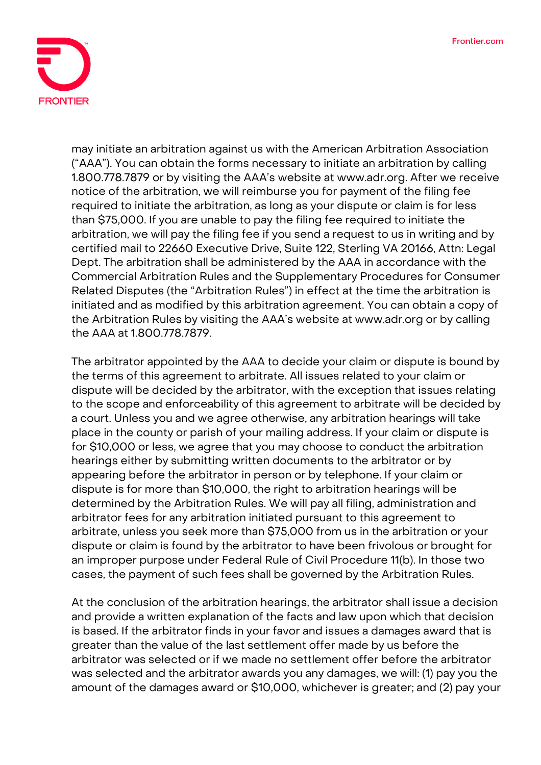may initiate an arbitration against us with the American Arbitration Association ("AAA"). You can obtain the forms necessary to initiate an arbitration by calling 1.800.778.7879 or by visiting the AAA's website at www.adr.org. After we receive notice of the arbitration, we will reimburse you for payment of the filing fee required to initiate the arbitration, as long as your dispute or claim is for less than $75,000. If you are unable to pay the filing fee required to initiate the arbitration, we will pay the filing fee if you send a request to us in writing and by certified mail to 22660 Executive Drive, Suite 122, Sterling VA 20166, Attn: Legal Dept. The arbitration shall be administered by the AAA in accordance with the Commercial Arbitration Rules and the Supplementary Procedures for Consumer Related Disputes (the "Arbitration Rules") in effect at the time the arbitration is initiated and as modified by this arbitration agreement. You can obtain a copy of the Arbitration Rules by visiting the AAA's website at www.adr.org or by calling the AAA at 1.800.778.7879.

The arbitrator appointed by the AAA to decide your claim or dispute is bound by the terms of this agreement to arbitrate. All issues related to your claim or dispute will be decided by the arbitrator, with the exception that issues relating to the scope and enforceability of this agreement to arbitrate will be decided by a court. Unless you and we agree otherwise, any arbitration hearings will take place in the county or parish of your mailing address. If your claim or dispute is for $10,000 or less, we agree that you may choose to conduct the arbitration hearings either by submitting written documents to the arbitrator or by appearing before the arbitrator in person or by telephone. If your claim or dispute is for more than $10,000, the right to arbitration hearings will be determined by the Arbitration Rules. We will pay all filing, administration and arbitrator fees for any arbitration initiated pursuant to this agreement to arbitrate, unless you seek more than $75,000 from us in the arbitration or your dispute or claim is found by the arbitrator to have been frivolous or brought for an improper purpose under Federal Rule of Civil Procedure 11(b). In those two cases, the payment of such fees shall be governed by the Arbitration Rules.

At the conclusion of the arbitration hearings, the arbitrator shall issue a decision and provide a written explanation of the facts and law upon which that decision is based. If the arbitrator finds in your favor and issues a damages award that is greater than the value of the last settlement offer made by us before the arbitrator was selected or if we made no settlement offer before the arbitrator was selected and the arbitrator awards you any damages, we will: (1) pay you the amount of the damages award or $10,000, whichever is greater; and (2) pay your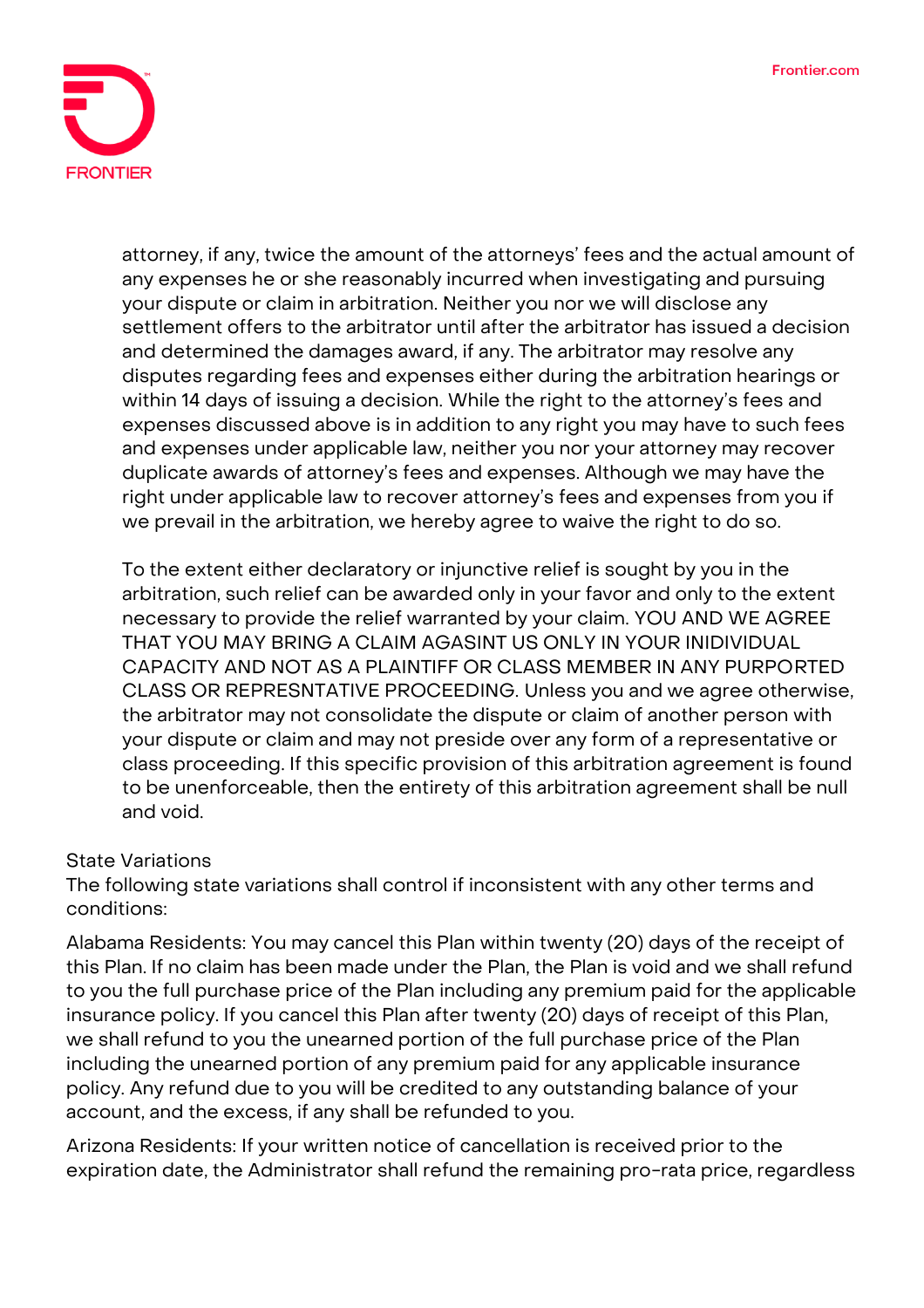attorney, if any, twice the amount of the attorneys' fees and the actual amount of any expenses he or she reasonably incurred when investigating and pursuing your dispute or claim in arbitration. Neither you nor we will disclose any settlement offers to the arbitrator until after the arbitrator has issued a decision and determined the damages award, if any. The arbitrator may resolve any disputes regarding fees and expenses either during the arbitration hearings or within 14 days of issuing a decision. While the right to the attorney's fees and expenses discussed above is in addition to any right you may have to such fees and expenses under applicable law, neither you nor your attorney may recover duplicate awards of attorney's fees and expenses. Although we may have the right under applicable law to recover attorney's fees and expenses from you if we prevail in the arbitration, we hereby agree to waive the right to do so.

To the extent either declaratory or injunctive relief is sought by you in the arbitration, such relief can be awarded only in your favor and only to the extent necessary to provide the relief warranted by your claim. YOU AND WE AGREE THAT YOU MAY BRING A CLAIM AGASINT US ONLY IN YOUR INIDIVIDUAL CAPACITY AND NOT AS A PLAINTIFF OR CLASS MEMBER IN ANY PURPORTED CLASS OR REPRESNTATIVE PROCEEDING. Unless you and we agree otherwise, the arbitrator may not consolidate the dispute or claim of another person with your dispute or claim and may not preside over any form of a representative or class proceeding. If this specific provision of this arbitration agreement is found to be unenforceable, then the entirety of this arbitration agreement shall be null and void.

State Variations

The following state variations shall control if inconsistent with any other terms and conditions:

Alabama Residents: You may cancel this Plan within twenty (20) days of the receipt of this Plan. If no claim has been made under the Plan, the Plan is void and we shall refund to you the full purchase price of the Plan including any premium paid for the applicable insurance policy. If you cancel this Plan after twenty (20) days of receipt of this Plan, we shall refund to you the unearned portion of the full purchase price of the Plan including the unearned portion of any premium paid for any applicable insurance policy. Any refund due to you will be credited to any outstanding balance of your account, and the excess, if any shall be refunded to you.

Arizona Residents: If your written notice of cancellation is received prior to the expiration date, the Administrator shall refund the remaining pro-rata price, regardless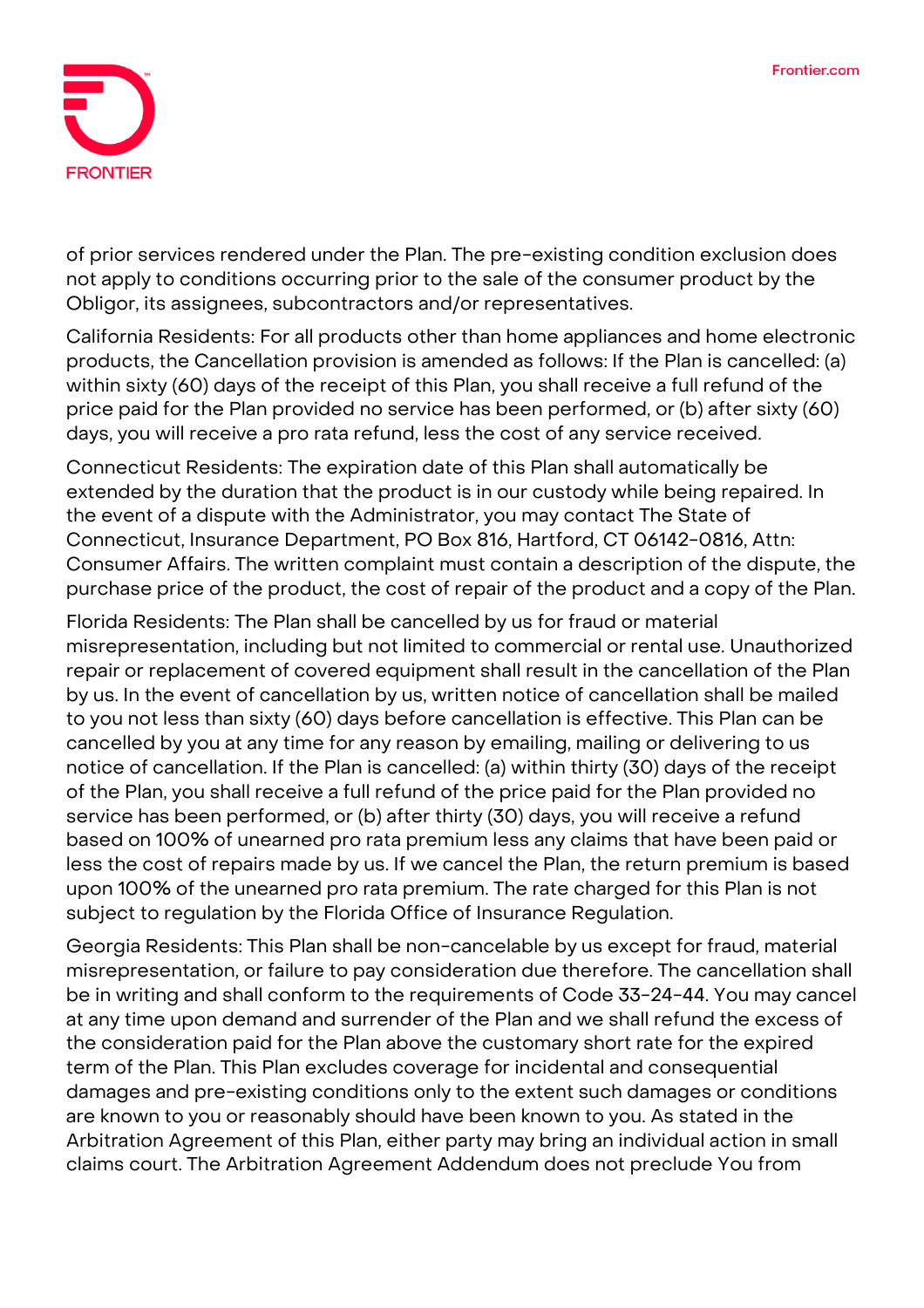of prior services rendered under the Plan. The pre-existing condition exclusion does not apply to conditions occurring prior to the sale of the consumer product by the Obligor, its assignees, subcontractors and/or representatives.

California Residents: For all products other than home appliances and home electronic products, the Cancellation provision is amended as follows: If the Plan is cancelled: (a) within sixty (60) days of the receipt of this Plan, you shall receive a full refund of the price paid for the Plan provided no service has been performed, or (b) after sixty (60) days, you will receive a pro rata refund, less the cost of any service received.

Connecticut Residents: The expiration date of this Plan shall automatically be extended by the duration that the product is in our custody while being repaired. In the event of a dispute with the Administrator, you may contact The State of Connecticut, Insurance Department, PO Box 816, Hartford, CT 06142-0816, Attn: Consumer Affairs. The written complaint must contain a description of the dispute, the purchase price of the product, the cost of repair of the product and a copy of the Plan.

Florida Residents: The Plan shall be cancelled by us for fraud or material misrepresentation, including but not limited to commercial or rental use. Unauthorized repair or replacement of covered equipment shall result in the cancellation of the Plan by us. In the event of cancellation by us, written notice of cancellation shall be mailed to you not less than sixty (60) days before cancellation is effective. This Plan can be cancelled by you at any time for any reason by emailing, mailing or delivering to us notice of cancellation. If the Plan is cancelled: (a) within thirty (30) days of the receipt of the Plan, you shall receive a full refund of the price paid for the Plan provided no service has been performed, or (b) after thirty (30) days, you will receive a refund based on 100% of unearned pro rata premium less any claims that have been paid or less the cost of repairs made by us. If we cancel the Plan, the return premium is based upon 100% of the unearned pro rata premium. The rate charged for this Plan is not subject to regulation by the Florida Office of Insurance Regulation.

Georgia Residents: This Plan shall be non-cancelable by us except for fraud, material misrepresentation, or failure to pay consideration due therefore. The cancellation shall be in writing and shall conform to the requirements of Code 33-24-44. You may cancel at any time upon demand and surrender of the Plan and we shall refund the excess of the consideration paid for the Plan above the customary short rate for the expired term of the Plan. This Plan excludes coverage for incidental and consequential damages and pre-existing conditions only to the extent such damages or conditions are known to you or reasonably should have been known to you. As stated in the Arbitration Agreement of this Plan, either party may bring an individual action in small claims court. The Arbitration Agreement Addendum does not preclude You from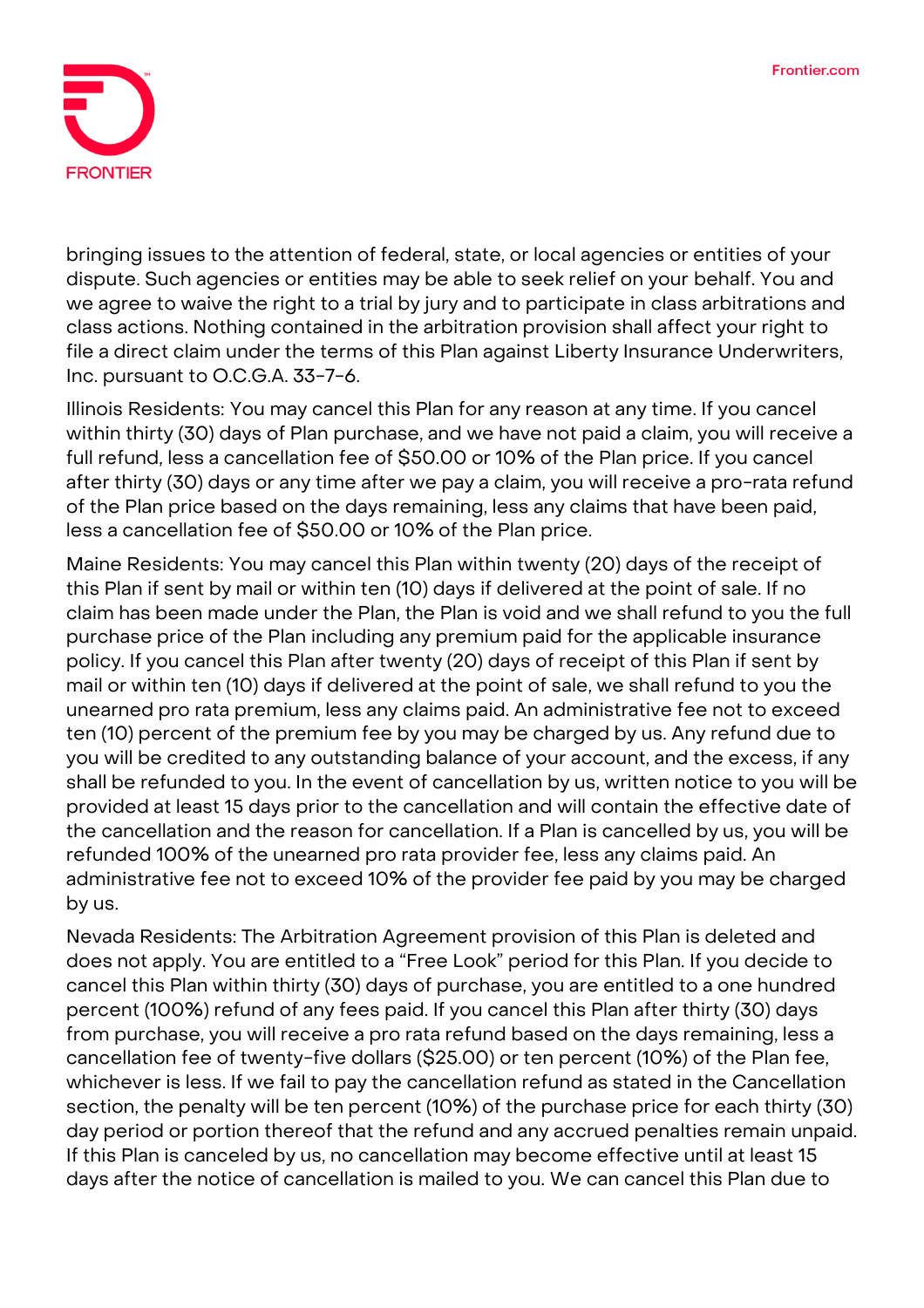bringing issues to the attention of federal, state, or local agencies or entities of your dispute. Such agencies or entities may be able to seek relief on your behalf. You and we agree to waive the right to a trial by jury and to participate in class arbitrations and class actions. Nothing contained in the arbitration provision shall affect your right to file a direct claim under the terms of this Plan against Liberty Insurance Underwriters, Inc. pursuant to O.C.G.A. 33-7-6.

Illinois Residents: You may cancel this Plan for any reason at any time. If you cancel within thirty (30) days of Plan purchase, and we have not paid a claim, you will receive a full refund, less a cancellation fee of $50.00 or 10% of the Plan price. If you cancel after thirty (30) days or any time after we pay a claim, you will receive a pro-rata refund of the Plan price based on the days remaining, less any claims that have been paid, less a cancellation fee of $50.00 or 10% of the Plan price.

Maine Residents: You may cancel this Plan within twenty (20) days of the receipt of this Plan if sent by mail or within ten (10) days if delivered at the point of sale. If no claim has been made under the Plan, the Plan is void and we shall refund to you the full purchase price of the Plan including any premium paid for the applicable insurance policy. If you cancel this Plan after twenty (20) days of receipt of this Plan if sent by mail or within ten (10) days if delivered at the point of sale, we shall refund to you the unearned pro rata premium, less any claims paid. An administrative fee not to exceed ten (10) percent of the premium fee by you may be charged by us. Any refund due to you will be credited to any outstanding balance of your account, and the excess, if any shall be refunded to you. In the event of cancellation by us, written notice to you will be provided at least 15 days prior to the cancellation and will contain the effective date of the cancellation and the reason for cancellation. If a Plan is cancelled by us, you will be refunded 100% of the unearned pro rata provider fee, less any claims paid. An administrative fee not to exceed 10% of the provider fee paid by you may be charged by us.

Nevada Residents: The Arbitration Agreement provision of this Plan is deleted and does not apply. You are entitled to a "Free Look" period for this Plan. If you decide to cancel this Plan within thirty (30) days of purchase, you are entitled to a one hundred percent (100%) refund of any fees paid. If you cancel this Plan after thirty (30) days from purchase, you will receive a pro rata refund based on the days remaining, less a cancellation fee of twenty-five dollars ($25.00) or ten percent (10%) of the Plan fee, whichever is less. If we fail to pay the cancellation refund as stated in the Cancellation section, the penalty will be ten percent (10%) of the purchase price for each thirty (30) day period or portion thereof that the refund and any accrued penalties remain unpaid. If this Plan is canceled by us, no cancellation may become effective until at least 15 days after the notice of cancellation is mailed to you. We can cancel this Plan due to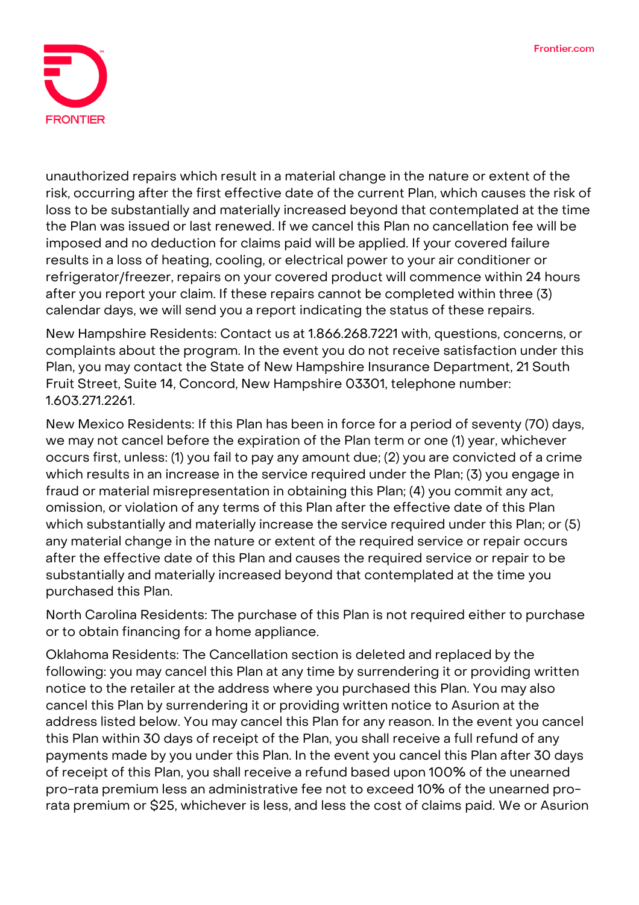unauthorized repairs which result in a material change in the nature or extent of the risk, occurring after the first effective date of the current Plan, which causes the risk of loss to be substantially and materially increased beyond that contemplated at the time the Plan was issued or last renewed. If we cancel this Plan no cancellation fee will be imposed and no deduction for claims paid will be applied. If your covered failure results in a loss of heating, cooling, or electrical power to your air conditioner or refrigerator/freezer, repairs on your covered product will commence within 24 hours after you report your claim. If these repairs cannot be completed within three (3) calendar days, we will send you a report indicating the status of these repairs.

New Hampshire Residents: Contact us at 1.866.268.7221 with, questions, concerns, or complaints about the program. In the event you do not receive satisfaction under this Plan, you may contact the State of New Hampshire Insurance Department, 21 South Fruit Street, Suite 14, Concord, New Hampshire 03301, telephone number: 1.603.271.2261.

New Mexico Residents: If this Plan has been in force for a period of seventy (70) days, we may not cancel before the expiration of the Plan term or one (1) year, whichever occurs first, unless: (1) you fail to pay any amount due; (2) you are convicted of a crime which results in an increase in the service required under the Plan; (3) you engage in fraud or material misrepresentation in obtaining this Plan; (4) you commit any act, omission, or violation of any terms of this Plan after the effective date of this Plan which substantially and materially increase the service required under this Plan; or (5) any material change in the nature or extent of the required service or repair occurs after the effective date of this Plan and causes the required service or repair to be substantially and materially increased beyond that contemplated at the time you purchased this Plan.

North Carolina Residents: The purchase of this Plan is not required either to purchase or to obtain financing for a home appliance.

Oklahoma Residents: The Cancellation section is deleted and replaced by the following: you may cancel this Plan at any time by surrendering it or providing written notice to the retailer at the address where you purchased this Plan. You may also cancel this Plan by surrendering it or providing written notice to Asurion at the address listed below. You may cancel this Plan for any reason. In the event you cancel this Plan within 30 days of receipt of the Plan, you shall receive a full refund of any payments made by you under this Plan. In the event you cancel this Plan after 30 days of receipt of this Plan, you shall receive a refund based upon 100% of the unearned pro-rata premium less an administrative fee not to exceed 10% of the unearned pro-rata premium or $25, whichever is less, and less the cost of claims paid. We or Asurion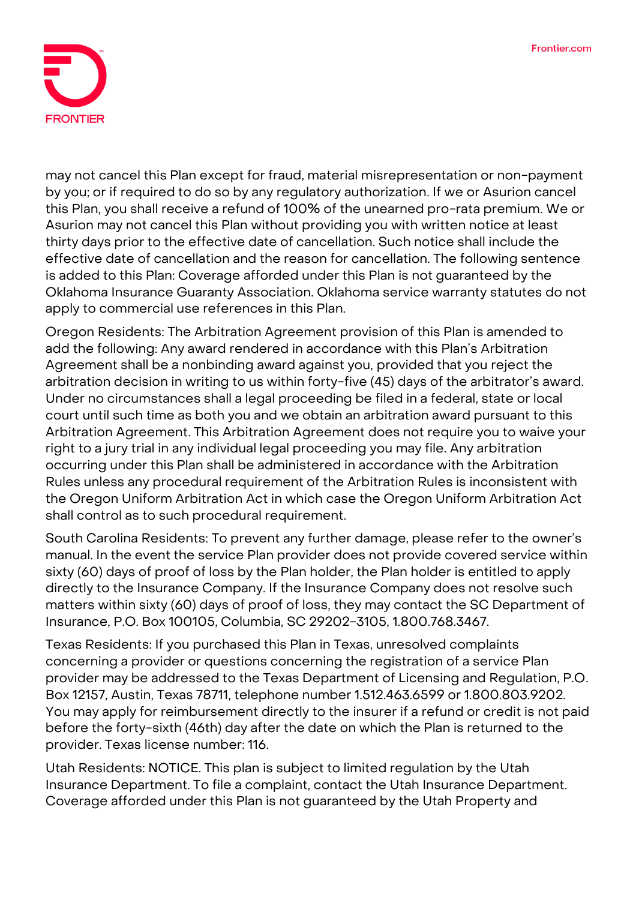may not cancel this Plan except for fraud, material misrepresentation or non-payment by you; or if required to do so by any regulatory authorization. If we or Asurion cancel this Plan, you shall receive a refund of 100% of the unearned pro-rata premium. We or Asurion may not cancel this Plan without providing you with written notice at least thirty days prior to the effective date of cancellation. Such notice shall include the effective date of cancellation and the reason for cancellation. The following sentence is added to this Plan: Coverage afforded under this Plan is not guaranteed by the Oklahoma Insurance Guaranty Association. Oklahoma service warranty statutes do not apply to commercial use references in this Plan.

Oregon Residents: The Arbitration Agreement provision of this Plan is amended to add the following: Any award rendered in accordance with this Plan's Arbitration Agreement shall be a nonbinding award against you, provided that you reject the arbitration decision in writing to us within forty-five (45) days of the arbitrator's award. Under no circumstances shall a legal proceeding be filed in a federal, state or local court until such time as both you and we obtain an arbitration award pursuant to this Arbitration Agreement. This Arbitration Agreement does not require you to waive your right to a jury trial in any individual legal proceeding you may file. Any arbitration occurring under this Plan shall be administered in accordance with the Arbitration Rules unless any procedural requirement of the Arbitration Rules is inconsistent with the Oregon Uniform Arbitration Act in which case the Oregon Uniform Arbitration Act shall control as to such procedural requirement.

South Carolina Residents: To prevent any further damage, please refer to the owner's manual. In the event the service Plan provider does not provide covered service within sixty (60) days of proof of loss by the Plan holder, the Plan holder is entitled to apply directly to the Insurance Company. If the Insurance Company does not resolve such matters within sixty (60) days of proof of loss, they may contact the SC Department of Insurance, P.O. Box 100105, Columbia, SC 29202-3105, 1.800.768.3467.

Texas Residents: If you purchased this Plan in Texas, unresolved complaints concerning a provider or questions concerning the registration of a service Plan provider may be addressed to the Texas Department of Licensing and Regulation, P.O. Box 12157, Austin, Texas 78711, telephone number 1.512.463.6599 or 1.800.803.9202. You may apply for reimbursement directly to the insurer if a refund or credit is not paid before the forty-sixth (46th) day after the date on which the Plan is returned to the provider. Texas license number: 116.

Utah Residents: NOTICE. This plan is subject to limited regulation by the Utah Insurance Department. To file a complaint, contact the Utah Insurance Department. Coverage afforded under this Plan is not guaranteed by the Utah Property and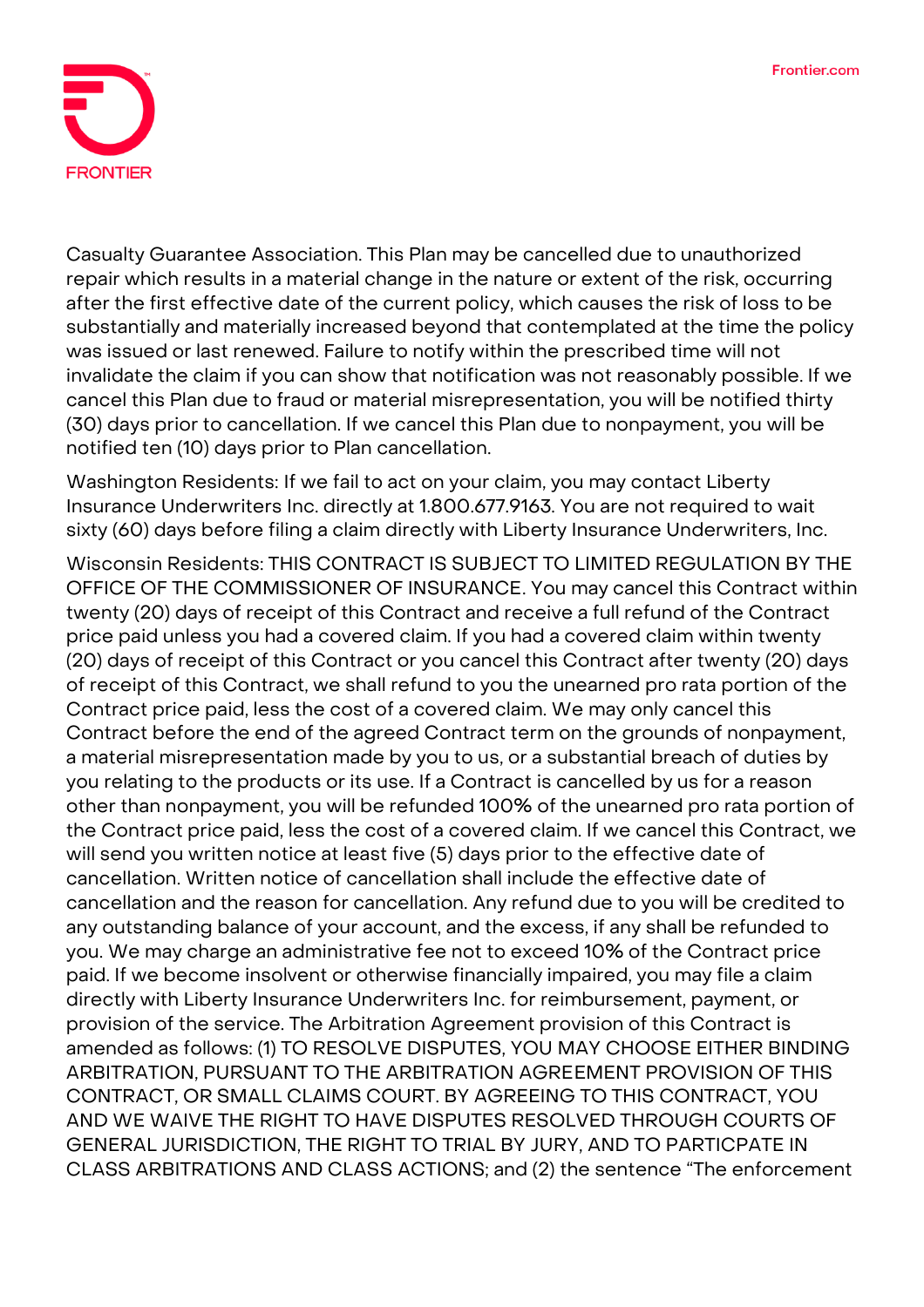Casualty Guarantee Association. This Plan may be cancelled due to unauthorized repair which results in a material change in the nature or extent of the risk, occurring after the first effective date of the current policy, which causes the risk of loss to be substantially and materially increased beyond that contemplated at the time the policy was issued or last renewed. Failure to notify within the prescribed time will not invalidate the claim if you can show that notification was not reasonably possible. If we cancel this Plan due to fraud or material misrepresentation, you will be notified thirty (30) days prior to cancellation. If we cancel this Plan due to nonpayment, you will be notified ten (10) days prior to Plan cancellation.

Washington Residents: If we fail to act on your claim, you may contact Liberty Insurance Underwriters Inc. directly at 1.800.677.9163. You are not required to wait sixty (60) days before filing a claim directly with Liberty Insurance Underwriters, Inc.

Wisconsin Residents: THIS CONTRACT IS SUBJECT TO LIMITED REGULATION BY THE OFFICE OF THE COMMISSIONER OF INSURANCE. You may cancel this Contract within twenty (20) days of receipt of this Contract and receive a full refund of the Contract price paid unless you had a covered claim. If you had a covered claim within twenty (20) days of receipt of this Contract or you cancel this Contract after twenty (20) days of receipt of this Contract, we shall refund to you the unearned pro rata portion of the Contract price paid, less the cost of a covered claim. We may only cancel this Contract before the end of the agreed Contract term on the grounds of nonpayment, a material misrepresentation made by you to us, or a substantial breach of duties by you relating to the products or its use. If a Contract is cancelled by us for a reason other than nonpayment, you will be refunded 100% of the unearned pro rata portion of the Contract price paid, less the cost of a covered claim. If we cancel this Contract, we will send you written notice at least five (5) days prior to the effective date of cancellation. Written notice of cancellation shall include the effective date of cancellation and the reason for cancellation. Any refund due to you will be credited to any outstanding balance of your account, and the excess, if any shall be refunded to you. We may charge an administrative fee not to exceed 10% of the Contract price paid. If we become insolvent or otherwise financially impaired, you may file a claim directly with Liberty Insurance Underwriters Inc. for reimbursement, payment, or provision of the service. The Arbitration Agreement provision of this Contract is amended as follows: (1) TO RESOLVE DISPUTES, YOU MAY CHOOSE EITHER BINDING ARBITRATION, PURSUANT TO THE ARBITRATION AGREEMENT PROVISION OF THIS CONTRACT, OR SMALL CLAIMS COURT. BY AGREEING TO THIS CONTRACT, YOU AND WE WAIVE THE RIGHT TO HAVE DISPUTES RESOLVED THROUGH COURTS OF GENERAL JURISDICTION, THE RIGHT TO TRIAL BY JURY, AND TO PARTICPATE IN CLASS ARBITRATIONS AND CLASS ACTIONS; and (2) the sentence "The enforcement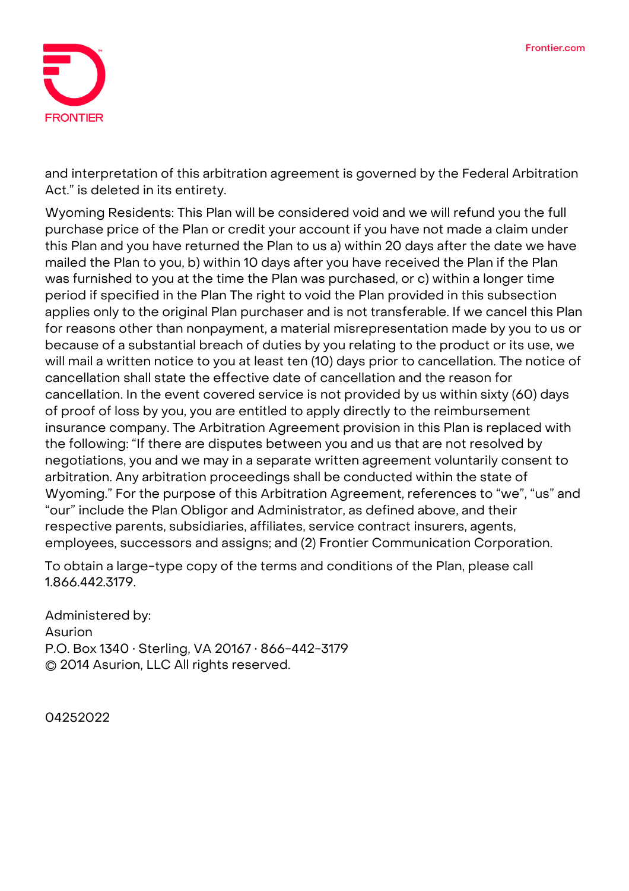and interpretation of this arbitration agreement is governed by the Federal Arbitration Act." is deleted in its entirety.

Wyoming Residents: This Plan will be considered void and we will refund you the full purchase price of the Plan or credit your account if you have not made a claim under this Plan and you have returned the Plan to us a) within 20 days after the date we have mailed the Plan to you, b) within 10 days after you have received the Plan if the Plan was furnished to you at the time the Plan was purchased, or c) within a longer time period if specified in the Plan The right to void the Plan provided in this subsection applies only to the original Plan purchaser and is not transferable. If we cancel this Plan for reasons other than nonpayment, a material misrepresentation made by you to us or because of a substantial breach of duties by you relating to the product or its use, we will mail a written notice to you at least ten (10) days prior to cancellation. The notice of cancellation shall state the effective date of cancellation and the reason for cancellation. In the event covered service is not provided by us within sixty (60) days of proof of loss by you, you are entitled to apply directly to the reimbursement insurance company. The Arbitration Agreement provision in this Plan is replaced with the following: "If there are disputes between you and us that are not resolved by negotiations, you and we may in a separate written agreement voluntarily consent to arbitration. Any arbitration proceedings shall be conducted within the state of Wyoming." For the purpose of this Arbitration Agreement, references to "we", "us" and "our" include the Plan Obligor and Administrator, as defined above, and their respective parents, subsidiaries, affiliates, service contract insurers, agents, employees, successors and assigns; and (2) Frontier Communication Corporation.

To obtain a large-type copy of the terms and conditions of the Plan, please call 1.866.442.3179.

Administered by:
Asurion
P.O. Box 1340 · Sterling, VA 20167 · 866-442-3179
© 2014 Asurion, LLC All rights reserved.

04252022